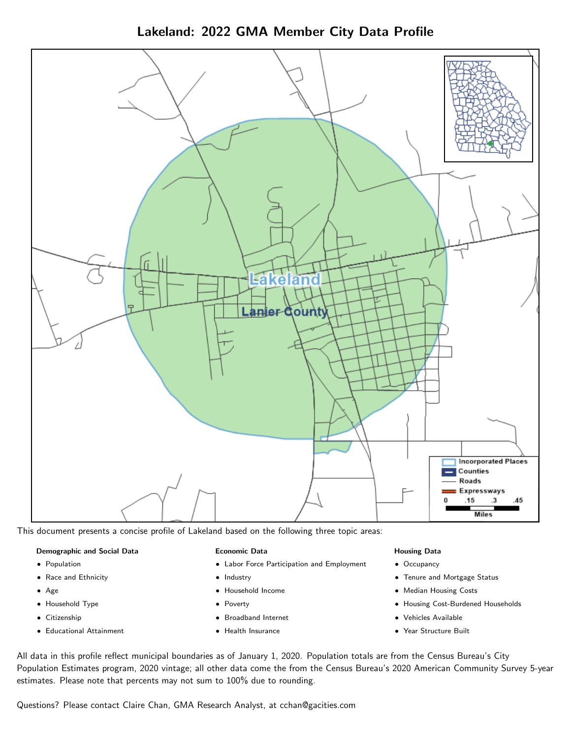# Lakeland: 2022 GMA Member City Data Profile

Lakeland

Lanier County

Incorporated Places
Counties
Roads
Expressways

0 .15 .3 .45
Miles

This document presents a concise profile of Lakeland based on the following three topic areas:

**Demographic and Social Data**

- Population
- Race and Ethnicity
- Age
- Household Type
- Citizenship
- Educational Attainment

**Economic Data**

- Labor Force Participation and Employment
- Industry
- Household Income
- Poverty
- Broadband Internet
- Health Insurance

**Housing Data**

- Occupancy
- Tenure and Mortgage Status
- Median Housing Costs
- Housing Cost-Burdened Households
- Vehicles Available
- Year Structure Built

All data in this profile reflect municipal boundaries as of January 1, 2020. Population totals are from the Census Bureau's City Population Estimates program, 2020 vintage; all other data come the from the Census Bureau's 2020 American Community Survey 5-year estimates. Please note that percents may not sum to 100% due to rounding.

Questions? Please contact Claire Chan, GMA Research Analyst, at cchan@gacities.com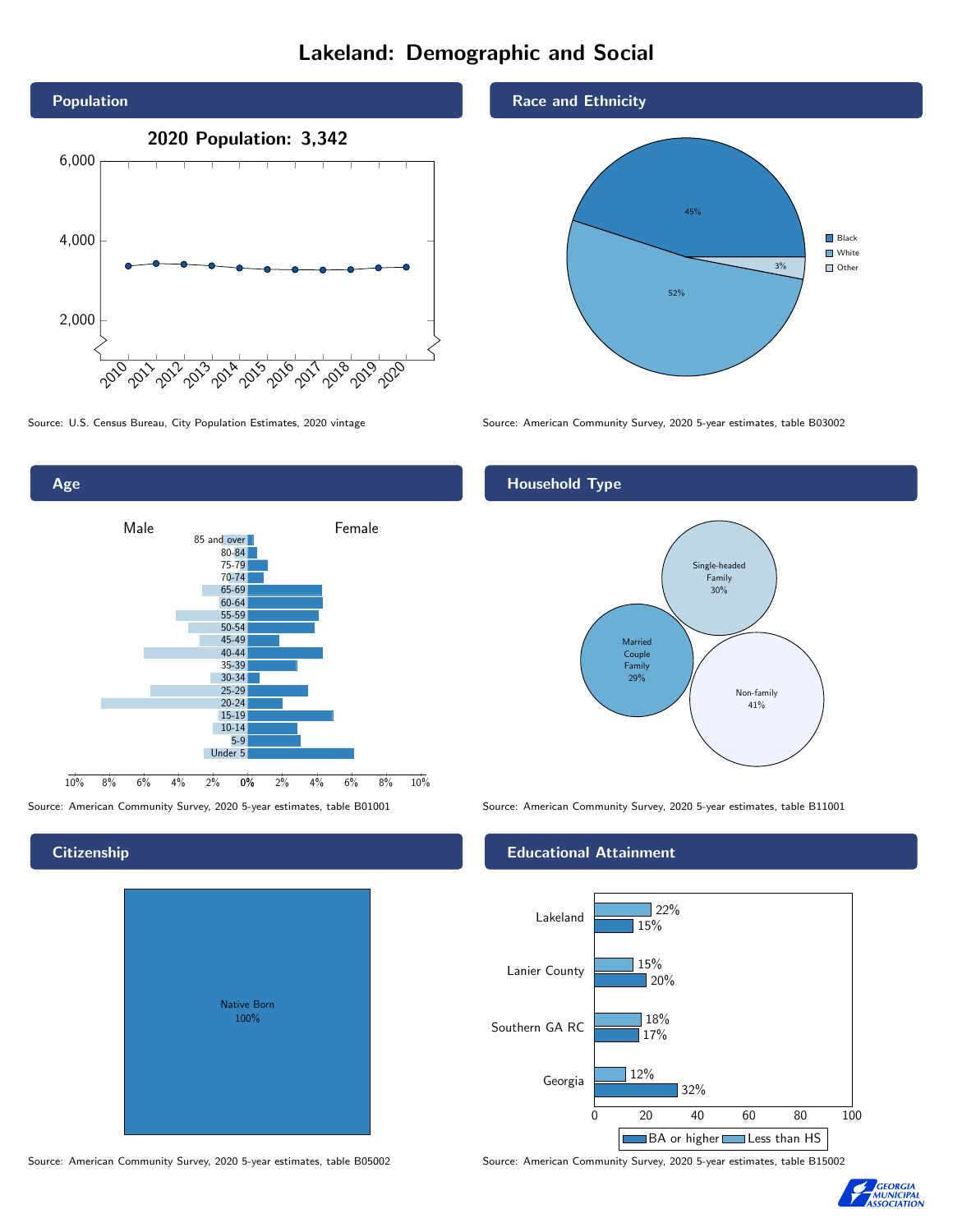# Lakeland: Demographic and Social

## Population

**2020 Population: 3,342**

Source: U.S. Census Bureau, City Population Estimates, 2020 vintage

## Race and Ethnicity

| Race | Percent |
|---|---|
| Black | 45% |
| White | 52% |
| Other | 3% |

Source: American Community Survey, 2020 5-year estimates, table B03002

## Age

Source: American Community Survey, 2020 5-year estimates, table B01001

## Household Type

| Household Type | Percent |
|---|---|
| Single-headed Family | 30% |
| Married Couple Family | 29% |
| Non-family | 41% |

Source: American Community Survey, 2020 5-year estimates, table B11001

## Citizenship

Native Born 100%

Source: American Community Survey, 2020 5-year estimates, table B05002

## Educational Attainment

| | Less than HS | BA or higher |
|---|---|---|
| Lakeland | 22% | 15% |
| Lanier County | 15% | 20% |
| Southern GA RC | 18% | 17% |
| Georgia | 12% | 32% |

Source: American Community Survey, 2020 5-year estimates, table B15002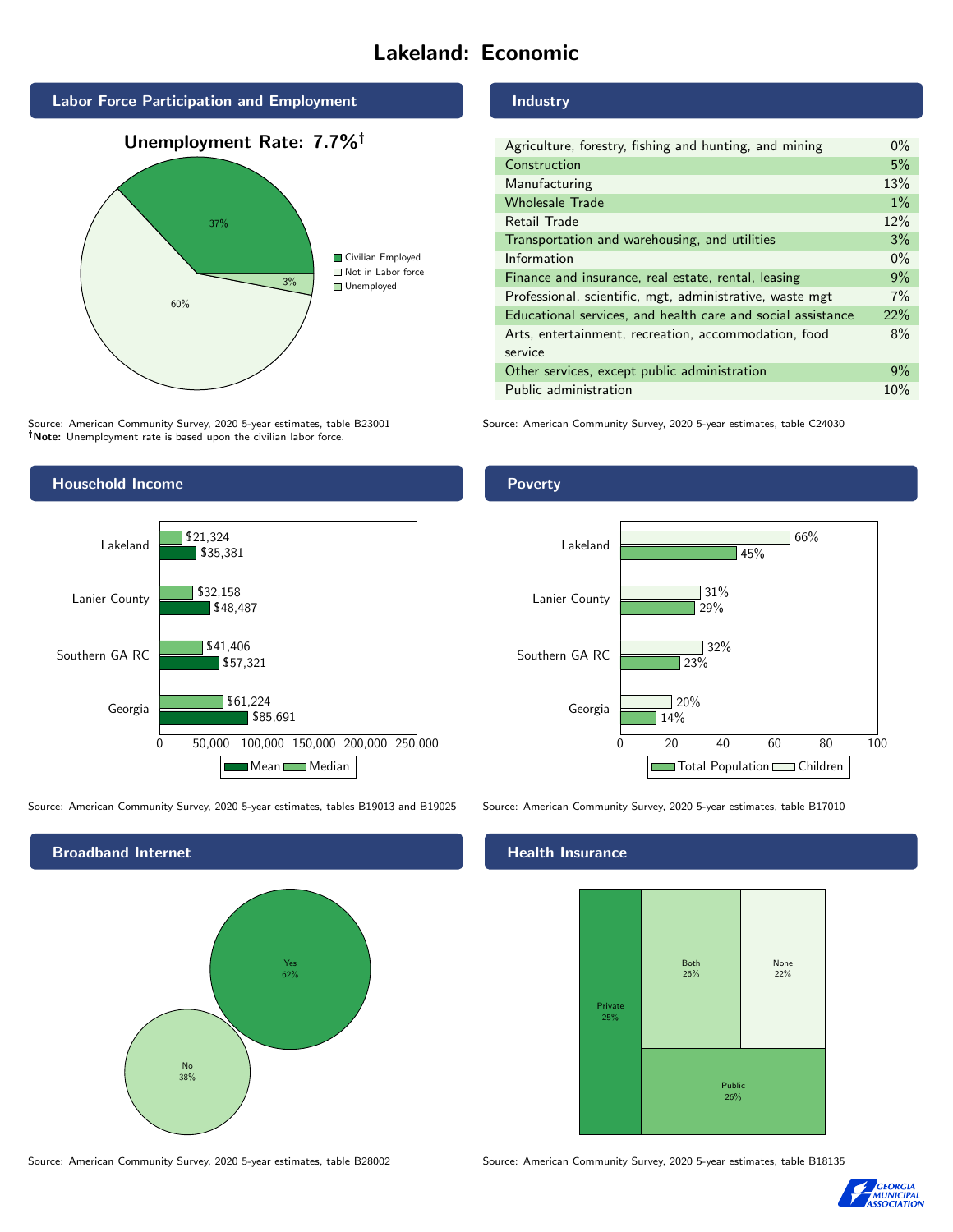# Lakeland: Economic

## Labor Force Participation and Employment

**Unemployment Rate: 7.7%†**

| Category | Percent |
|---|---|
| Civilian Employed | 37% |
| Not in Labor force | 60% |
| Unemployed | 3% |

Source: American Community Survey, 2020 5-year estimates, table B23001
†**Note:** Unemployment rate is based upon the civilian labor force.

## Industry

| Industry | Percent |
|---|---|
| Agriculture, forestry, fishing and hunting, and mining | 0% |
| Construction | 5% |
| Manufacturing | 13% |
| Wholesale Trade | 1% |
| Retail Trade | 12% |
| Transportation and warehousing, and utilities | 3% |
| Information | 0% |
| Finance and insurance, real estate, rental, leasing | 9% |
| Professional, scientific, mgt, administrative, waste mgt | 7% |
| Educational services, and health care and social assistance | 22% |
| Arts, entertainment, recreation, accommodation, food service | 8% |
| Other services, except public administration | 9% |
| Public administration | 10% |

Source: American Community Survey, 2020 5-year estimates, table C24030

## Household Income

| Area | Median | Mean |
|---|---|---|
| Lakeland | $21,324 | $35,381 |
| Lanier County | $32,158 | $48,487 |
| Southern GA RC | $41,406 | $57,321 |
| Georgia | $61,224 | $85,691 |

Source: American Community Survey, 2020 5-year estimates, tables B19013 and B19025

## Poverty

| Area | Children | Total Population |
|---|---|---|
| Lakeland | 66% | 45% |
| Lanier County | 31% | 29% |
| Southern GA RC | 32% | 23% |
| Georgia | 20% | 14% |

Source: American Community Survey, 2020 5-year estimates, table B17010

## Broadband Internet

| Response | Percent |
|---|---|
| Yes | 62% |
| No | 38% |

Source: American Community Survey, 2020 5-year estimates, table B28002

## Health Insurance

| Type | Percent |
|---|---|
| Private | 25% |
| Both | 26% |
| None | 22% |
| Public | 26% |

Source: American Community Survey, 2020 5-year estimates, table B18135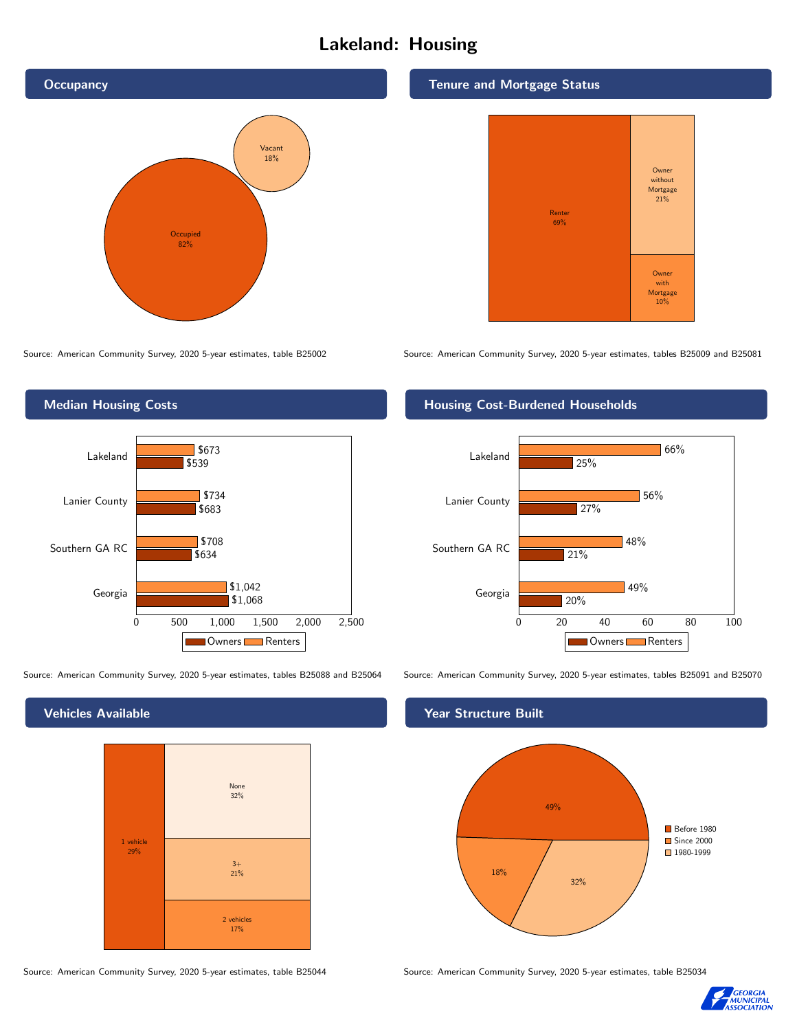# Lakeland: Housing

## Occupancy

Vacant
18%

Occupied
82%

Source: American Community Survey, 2020 5-year estimates, table B25002

## Tenure and Mortgage Status

Renter
69%

Owner without Mortgage
21%

Owner with Mortgage
10%

Source: American Community Survey, 2020 5-year estimates, tables B25009 and B25081

## Median Housing Costs

Lakeland
$673
$539

Lanier County
$734
$683

Southern GA RC
$708
$634

Georgia
$1,042
$1,068

0 500 1,000 1,500 2,000 2,500

Owners Renters

Source: American Community Survey, 2020 5-year estimates, tables B25088 and B25064

## Housing Cost-Burdened Households

Lakeland
66%
25%

Lanier County
56%
27%

Southern GA RC
48%
21%

Georgia
49%
20%

0 20 40 60 80 100

Owners Renters

Source: American Community Survey, 2020 5-year estimates, tables B25091 and B25070

## Vehicles Available

1 vehicle
29%

None
32%

3+
21%

2 vehicles
17%

Source: American Community Survey, 2020 5-year estimates, table B25044

## Year Structure Built

49%

18%

32%

Before 1980
Since 2000
1980-1999

Source: American Community Survey, 2020 5-year estimates, table B25034